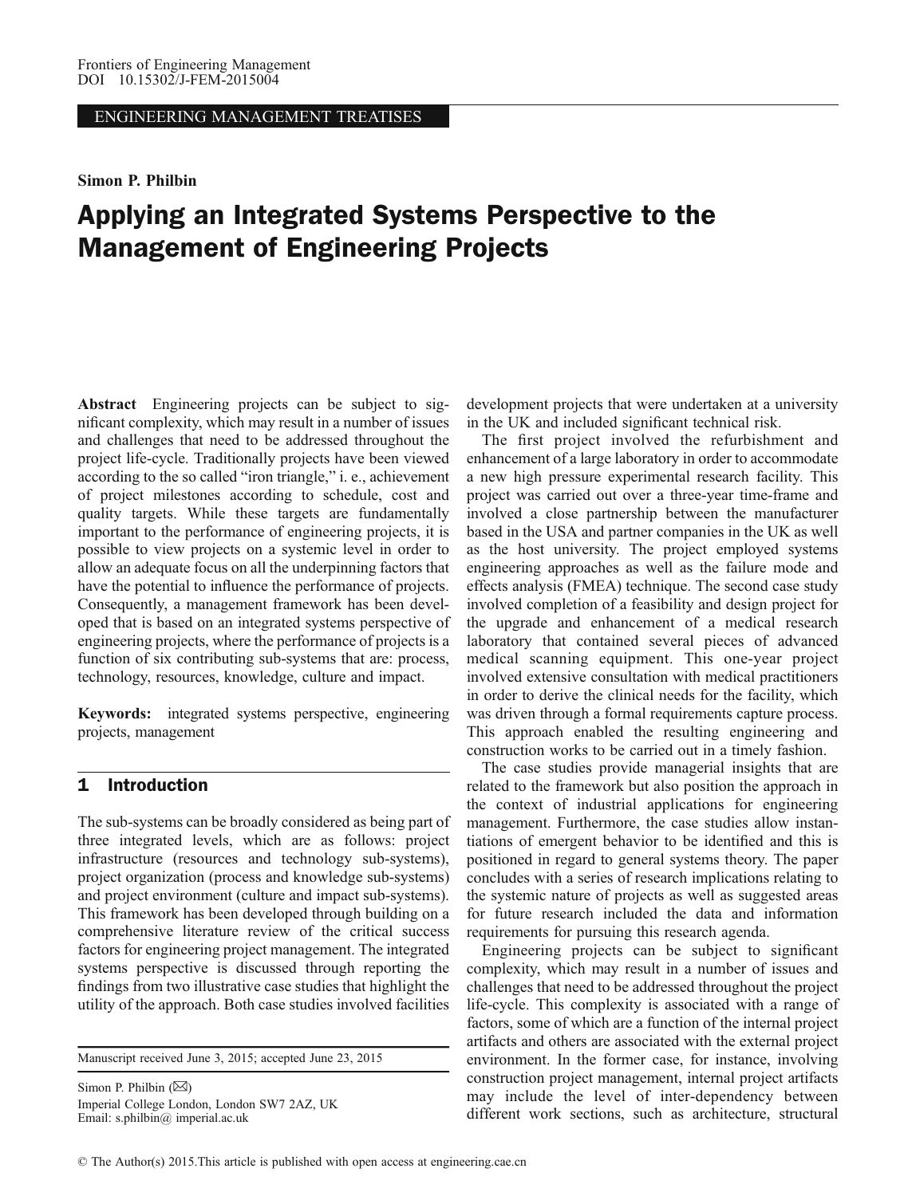ENGINEERING MANAGEMENT TREATISES

**Simon P. Philbin**

# Applying an Integrated Systems Perspective to the Management of Engineering Projects

**Abstract** Engineering projects can be subject to significant complexity, which may result in a number of issues and challenges that need to be addressed throughout the project life-cycle. Traditionally projects have been viewed according to the so called "iron triangle," i. e., achievement of project milestones according to schedule, cost and quality targets. While these targets are fundamentally important to the performance of engineering projects, it is possible to view projects on a systemic level in order to allow an adequate focus on all the underpinning factors that have the potential to influence the performance of projects. Consequently, a management framework has been developed that is based on an integrated systems perspective of engineering projects, where the performance of projects is a function of six contributing sub-systems that are: process, technology, resources, knowledge, culture and impact.

**Keywords:** integrated systems perspective, engineering projects, management

## 1 Introduction

The sub-systems can be broadly considered as being part of three integrated levels, which are as follows: project infrastructure (resources and technology sub-systems), project organization (process and knowledge sub-systems) and project environment (culture and impact sub-systems). This framework has been developed through building on a comprehensive literature review of the critical success factors for engineering project management. The integrated systems perspective is discussed through reporting the findings from two illustrative case studies that highlight the utility of the approach. Both case studies involved facilities development projects that were undertaken at a university in the UK and included significant technical risk.

The first project involved the refurbishment and enhancement of a large laboratory in order to accommodate a new high pressure experimental research facility. This project was carried out over a three-year time-frame and involved a close partnership between the manufacturer based in the USA and partner companies in the UK as well as the host university. The project employed systems engineering approaches as well as the failure mode and effects analysis (FMEA) technique. The second case study involved completion of a feasibility and design project for the upgrade and enhancement of a medical research laboratory that contained several pieces of advanced medical scanning equipment. This one-year project involved extensive consultation with medical practitioners in order to derive the clinical needs for the facility, which was driven through a formal requirements capture process. This approach enabled the resulting engineering and construction works to be carried out in a timely fashion.

The case studies provide managerial insights that are related to the framework but also position the approach in the context of industrial applications for engineering management. Furthermore, the case studies allow instantiations of emergent behavior to be identified and this is positioned in regard to general systems theory. The paper concludes with a series of research implications relating to the systemic nature of projects as well as suggested areas for future research included the data and information requirements for pursuing this research agenda.

Engineering projects can be subject to significant complexity, which may result in a number of issues and challenges that need to be addressed throughout the project life-cycle. This complexity is associated with a range of factors, some of which are a function of the internal project artifacts and others are associated with the external project environment. In the former case, for instance, involving construction project management, internal project artifacts may include the level of inter-dependency between different work sections, such as architecture, structural

---

Manuscript received June 3, 2015; accepted June 23, 2015

Simon P. Philbin (✉)
Imperial College London, London SW7 2AZ, UK
Email: s.philbin@ imperial.ac.uk

© The Author(s) 2015.This article is published with open access at engineering.cae.cn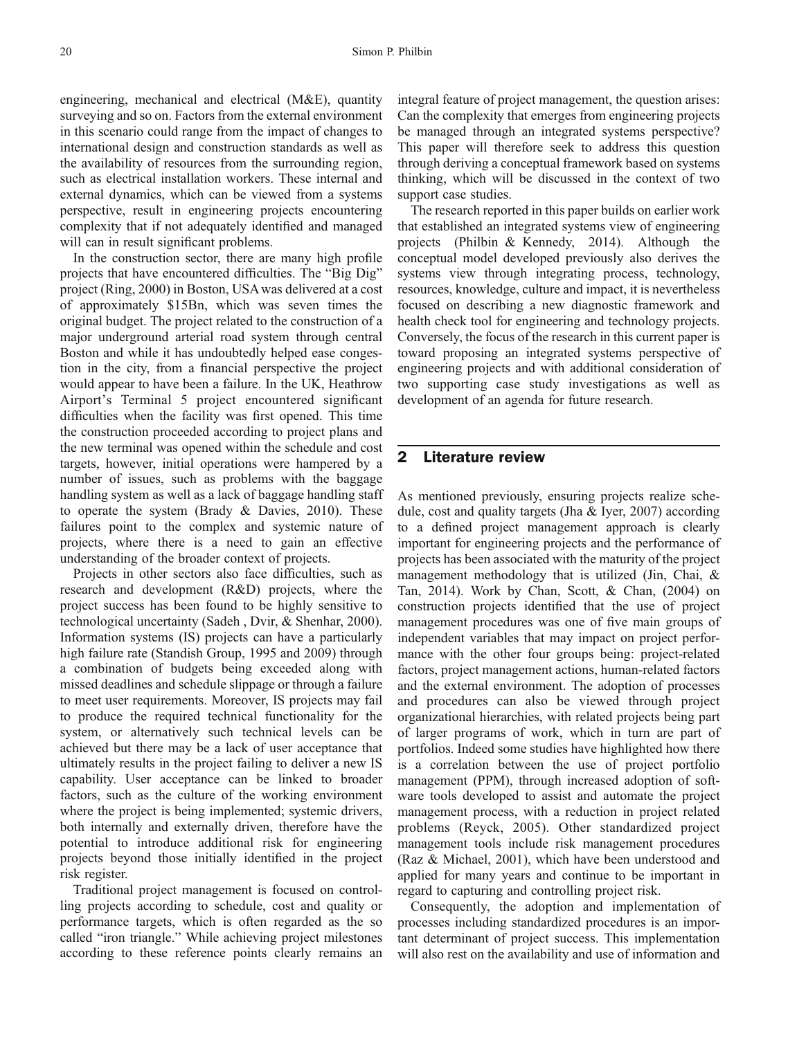engineering, mechanical and electrical (M&E), quantity surveying and so on. Factors from the external environment in this scenario could range from the impact of changes to international design and construction standards as well as the availability of resources from the surrounding region, such as electrical installation workers. These internal and external dynamics, which can be viewed from a systems perspective, result in engineering projects encountering complexity that if not adequately identified and managed will can in result significant problems.

In the construction sector, there are many high profile projects that have encountered difficulties. The "Big Dig" project (Ring, 2000) in Boston, USA was delivered at a cost of approximately \$15Bn, which was seven times the original budget. The project related to the construction of a major underground arterial road system through central Boston and while it has undoubtedly helped ease congestion in the city, from a financial perspective the project would appear to have been a failure. In the UK, Heathrow Airport's Terminal 5 project encountered significant difficulties when the facility was first opened. This time the construction proceeded according to project plans and the new terminal was opened within the schedule and cost targets, however, initial operations were hampered by a number of issues, such as problems with the baggage handling system as well as a lack of baggage handling staff to operate the system (Brady & Davies, 2010). These failures point to the complex and systemic nature of projects, where there is a need to gain an effective understanding of the broader context of projects.

Projects in other sectors also face difficulties, such as research and development (R&D) projects, where the project success has been found to be highly sensitive to technological uncertainty (Sadeh , Dvir, & Shenhar, 2000). Information systems (IS) projects can have a particularly high failure rate (Standish Group, 1995 and 2009) through a combination of budgets being exceeded along with missed deadlines and schedule slippage or through a failure to meet user requirements. Moreover, IS projects may fail to produce the required technical functionality for the system, or alternatively such technical levels can be achieved but there may be a lack of user acceptance that ultimately results in the project failing to deliver a new IS capability. User acceptance can be linked to broader factors, such as the culture of the working environment where the project is being implemented; systemic drivers, both internally and externally driven, therefore have the potential to introduce additional risk for engineering projects beyond those initially identified in the project risk register.

Traditional project management is focused on controlling projects according to schedule, cost and quality or performance targets, which is often regarded as the so called "iron triangle." While achieving project milestones according to these reference points clearly remains an integral feature of project management, the question arises: Can the complexity that emerges from engineering projects be managed through an integrated systems perspective? This paper will therefore seek to address this question through deriving a conceptual framework based on systems thinking, which will be discussed in the context of two support case studies.

The research reported in this paper builds on earlier work that established an integrated systems view of engineering projects (Philbin & Kennedy, 2014). Although the conceptual model developed previously also derives the systems view through integrating process, technology, resources, knowledge, culture and impact, it is nevertheless focused on describing a new diagnostic framework and health check tool for engineering and technology projects. Conversely, the focus of the research in this current paper is toward proposing an integrated systems perspective of engineering projects and with additional consideration of two supporting case study investigations as well as development of an agenda for future research.

## 2 Literature review

As mentioned previously, ensuring projects realize schedule, cost and quality targets (Jha & Iyer, 2007) according to a defined project management approach is clearly important for engineering projects and the performance of projects has been associated with the maturity of the project management methodology that is utilized (Jin, Chai, & Tan, 2014). Work by Chan, Scott, & Chan, (2004) on construction projects identified that the use of project management procedures was one of five main groups of independent variables that may impact on project performance with the other four groups being: project-related factors, project management actions, human-related factors and the external environment. The adoption of processes and procedures can also be viewed through project organizational hierarchies, with related projects being part of larger programs of work, which in turn are part of portfolios. Indeed some studies have highlighted how there is a correlation between the use of project portfolio management (PPM), through increased adoption of software tools developed to assist and automate the project management process, with a reduction in project related problems (Reyck, 2005). Other standardized project management tools include risk management procedures (Raz & Michael, 2001), which have been understood and applied for many years and continue to be important in regard to capturing and controlling project risk.

Consequently, the adoption and implementation of processes including standardized procedures is an important determinant of project success. This implementation will also rest on the availability and use of information and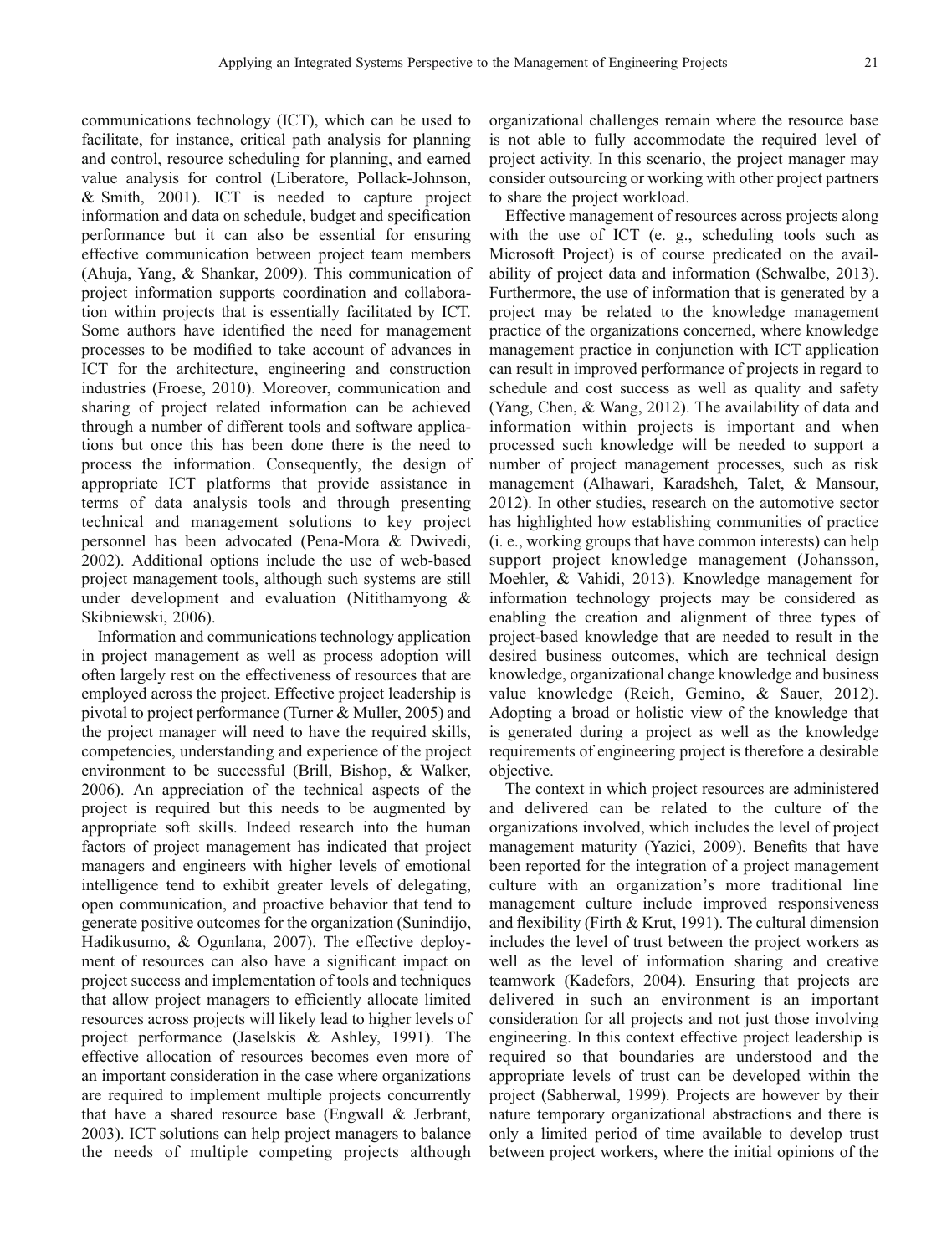communications technology (ICT), which can be used to facilitate, for instance, critical path analysis for planning and control, resource scheduling for planning, and earned value analysis for control (Liberatore, Pollack-Johnson, & Smith, 2001). ICT is needed to capture project information and data on schedule, budget and specification performance but it can also be essential for ensuring effective communication between project team members (Ahuja, Yang, & Shankar, 2009). This communication of project information supports coordination and collaboration within projects that is essentially facilitated by ICT. Some authors have identified the need for management processes to be modified to take account of advances in ICT for the architecture, engineering and construction industries (Froese, 2010). Moreover, communication and sharing of project related information can be achieved through a number of different tools and software applications but once this has been done there is the need to process the information. Consequently, the design of appropriate ICT platforms that provide assistance in terms of data analysis tools and through presenting technical and management solutions to key project personnel has been advocated (Pena-Mora & Dwivedi, 2002). Additional options include the use of web-based project management tools, although such systems are still under development and evaluation (Nitithamyong & Skibniewski, 2006).

Information and communications technology application in project management as well as process adoption will often largely rest on the effectiveness of resources that are employed across the project. Effective project leadership is pivotal to project performance (Turner & Muller, 2005) and the project manager will need to have the required skills, competencies, understanding and experience of the project environment to be successful (Brill, Bishop, & Walker, 2006). An appreciation of the technical aspects of the project is required but this needs to be augmented by appropriate soft skills. Indeed research into the human factors of project management has indicated that project managers and engineers with higher levels of emotional intelligence tend to exhibit greater levels of delegating, open communication, and proactive behavior that tend to generate positive outcomes for the organization (Sunindijo, Hadikusumo, & Ogunlana, 2007). The effective deployment of resources can also have a significant impact on project success and implementation of tools and techniques that allow project managers to efficiently allocate limited resources across projects will likely lead to higher levels of project performance (Jaselskis & Ashley, 1991). The effective allocation of resources becomes even more of an important consideration in the case where organizations are required to implement multiple projects concurrently that have a shared resource base (Engwall & Jerbrant, 2003). ICT solutions can help project managers to balance the needs of multiple competing projects although organizational challenges remain where the resource base is not able to fully accommodate the required level of project activity. In this scenario, the project manager may consider outsourcing or working with other project partners to share the project workload.

Effective management of resources across projects along with the use of ICT (e. g., scheduling tools such as Microsoft Project) is of course predicated on the availability of project data and information (Schwalbe, 2013). Furthermore, the use of information that is generated by a project may be related to the knowledge management practice of the organizations concerned, where knowledge management practice in conjunction with ICT application can result in improved performance of projects in regard to schedule and cost success as well as quality and safety (Yang, Chen, & Wang, 2012). The availability of data and information within projects is important and when processed such knowledge will be needed to support a number of project management processes, such as risk management (Alhawari, Karadsheh, Talet, & Mansour, 2012). In other studies, research on the automotive sector has highlighted how establishing communities of practice (i. e., working groups that have common interests) can help support project knowledge management (Johansson, Moehler, & Vahidi, 2013). Knowledge management for information technology projects may be considered as enabling the creation and alignment of three types of project-based knowledge that are needed to result in the desired business outcomes, which are technical design knowledge, organizational change knowledge and business value knowledge (Reich, Gemino, & Sauer, 2012). Adopting a broad or holistic view of the knowledge that is generated during a project as well as the knowledge requirements of engineering project is therefore a desirable objective.

The context in which project resources are administered and delivered can be related to the culture of the organizations involved, which includes the level of project management maturity (Yazici, 2009). Benefits that have been reported for the integration of a project management culture with an organization's more traditional line management culture include improved responsiveness and flexibility (Firth & Krut, 1991). The cultural dimension includes the level of trust between the project workers as well as the level of information sharing and creative teamwork (Kadefors, 2004). Ensuring that projects are delivered in such an environment is an important consideration for all projects and not just those involving engineering. In this context effective project leadership is required so that boundaries are understood and the appropriate levels of trust can be developed within the project (Sabherwal, 1999). Projects are however by their nature temporary organizational abstractions and there is only a limited period of time available to develop trust between project workers, where the initial opinions of the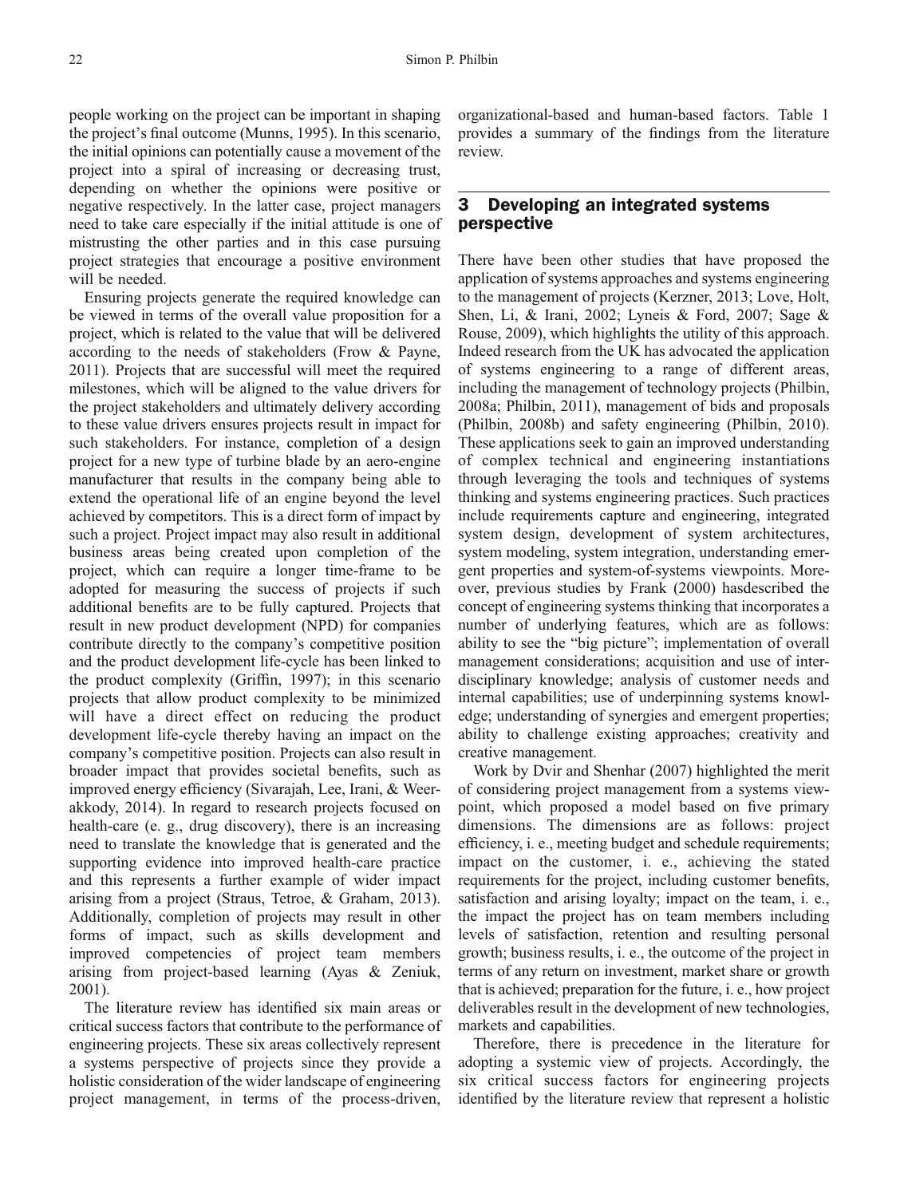people working on the project can be important in shaping the project's final outcome (Munns, 1995). In this scenario, the initial opinions can potentially cause a movement of the project into a spiral of increasing or decreasing trust, depending on whether the opinions were positive or negative respectively. In the latter case, project managers need to take care especially if the initial attitude is one of mistrusting the other parties and in this case pursuing project strategies that encourage a positive environment will be needed.

Ensuring projects generate the required knowledge can be viewed in terms of the overall value proposition for a project, which is related to the value that will be delivered according to the needs of stakeholders (Frow & Payne, 2011). Projects that are successful will meet the required milestones, which will be aligned to the value drivers for the project stakeholders and ultimately delivery according to these value drivers ensures projects result in impact for such stakeholders. For instance, completion of a design project for a new type of turbine blade by an aero-engine manufacturer that results in the company being able to extend the operational life of an engine beyond the level achieved by competitors. This is a direct form of impact by such a project. Project impact may also result in additional business areas being created upon completion of the project, which can require a longer time-frame to be adopted for measuring the success of projects if such additional benefits are to be fully captured. Projects that result in new product development (NPD) for companies contribute directly to the company's competitive position and the product development life-cycle has been linked to the product complexity (Griffin, 1997); in this scenario projects that allow product complexity to be minimized will have a direct effect on reducing the product development life-cycle thereby having an impact on the company's competitive position. Projects can also result in broader impact that provides societal benefits, such as improved energy efficiency (Sivarajah, Lee, Irani, & Weerakkody, 2014). In regard to research projects focused on health-care (e. g., drug discovery), there is an increasing need to translate the knowledge that is generated and the supporting evidence into improved health-care practice and this represents a further example of wider impact arising from a project (Straus, Tetroe, & Graham, 2013). Additionally, completion of projects may result in other forms of impact, such as skills development and improved competencies of project team members arising from project-based learning (Ayas & Zeniuk, 2001).

The literature review has identified six main areas or critical success factors that contribute to the performance of engineering projects. These six areas collectively represent a systems perspective of projects since they provide a holistic consideration of the wider landscape of engineering project management, in terms of the process-driven, organizational-based and human-based factors. Table 1 provides a summary of the findings from the literature review.

## 3 Developing an integrated systems perspective

There have been other studies that have proposed the application of systems approaches and systems engineering to the management of projects (Kerzner, 2013; Love, Holt, Shen, Li, & Irani, 2002; Lyneis & Ford, 2007; Sage & Rouse, 2009), which highlights the utility of this approach. Indeed research from the UK has advocated the application of systems engineering to a range of different areas, including the management of technology projects (Philbin, 2008a; Philbin, 2011), management of bids and proposals (Philbin, 2008b) and safety engineering (Philbin, 2010). These applications seek to gain an improved understanding of complex technical and engineering instantiations through leveraging the tools and techniques of systems thinking and systems engineering practices. Such practices include requirements capture and engineering, integrated system design, development of system architectures, system modeling, system integration, understanding emergent properties and system-of-systems viewpoints. Moreover, previous studies by Frank (2000) hasdescribed the concept of engineering systems thinking that incorporates a number of underlying features, which are as follows: ability to see the "big picture"; implementation of overall management considerations; acquisition and use of interdisciplinary knowledge; analysis of customer needs and internal capabilities; use of underpinning systems knowledge; understanding of synergies and emergent properties; ability to challenge existing approaches; creativity and creative management.

Work by Dvir and Shenhar (2007) highlighted the merit of considering project management from a systems viewpoint, which proposed a model based on five primary dimensions. The dimensions are as follows: project efficiency, i. e., meeting budget and schedule requirements; impact on the customer, i. e., achieving the stated requirements for the project, including customer benefits, satisfaction and arising loyalty; impact on the team, i. e., the impact the project has on team members including levels of satisfaction, retention and resulting personal growth; business results, i. e., the outcome of the project in terms of any return on investment, market share or growth that is achieved; preparation for the future, i. e., how project deliverables result in the development of new technologies, markets and capabilities.

Therefore, there is precedence in the literature for adopting a systemic view of projects. Accordingly, the six critical success factors for engineering projects identified by the literature review that represent a holistic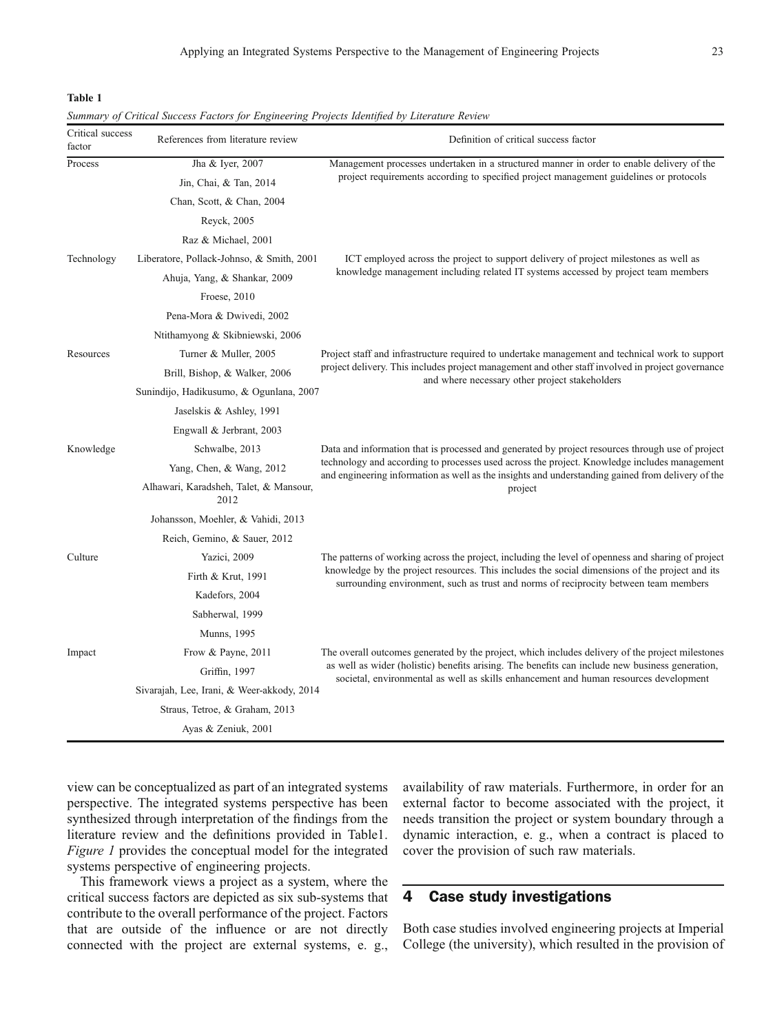**Table 1**

*Summary of Critical Success Factors for Engineering Projects Identified by Literature Review*

| Critical success factor | References from literature review | Definition of critical success factor |
|---|---|---|
| Process | Jha & Iyer, 2007<br>Jin, Chai, & Tan, 2014<br>Chan, Scott, & Chan, 2004<br>Reyck, 2005<br>Raz & Michael, 2001 | Management processes undertaken in a structured manner in order to enable delivery of the project requirements according to specified project management guidelines or protocols |
| Technology | Liberatore, Pollack-Johnso, & Smith, 2001<br>Ahuja, Yang, & Shankar, 2009<br>Froese, 2010<br>Pena-Mora & Dwivedi, 2002<br>Ntithamyong & Skibniewski, 2006 | ICT employed across the project to support delivery of project milestones as well as knowledge management including related IT systems accessed by project team members |
| Resources | Turner & Muller, 2005<br>Brill, Bishop, & Walker, 2006<br>Sunindijo, Hadikusumo, & Ogunlana, 2007<br>Jaselskis & Ashley, 1991<br>Engwall & Jerbrant, 2003 | Project staff and infrastructure required to undertake management and technical work to support project delivery. This includes project management and other staff involved in project governance and where necessary other project stakeholders |
| Knowledge | Schwalbe, 2013<br>Yang, Chen, & Wang, 2012<br>Alhawari, Karadsheh, Talet, & Mansour, 2012<br>Johansson, Moehler, & Vahidi, 2013<br>Reich, Gemino, & Sauer, 2012 | Data and information that is processed and generated by project resources through use of project technology and according to processes used across the project. Knowledge includes management and engineering information as well as the insights and understanding gained from delivery of the project |
| Culture | Yazici, 2009<br>Firth & Krut, 1991<br>Kadefors, 2004<br>Sabherwal, 1999<br>Munns, 1995 | The patterns of working across the project, including the level of openness and sharing of project knowledge by the project resources. This includes the social dimensions of the project and its surrounding environment, such as trust and norms of reciprocity between team members |
| Impact | Frow & Payne, 2011<br>Griffin, 1997<br>Sivarajah, Lee, Irani, & Weer-akkody, 2014<br>Straus, Tetroe, & Graham, 2013<br>Ayas & Zeniuk, 2001 | The overall outcomes generated by the project, which includes delivery of the project milestones as well as wider (holistic) benefits arising. The benefits can include new business generation, societal, environmental as well as skills enhancement and human resources development |

view can be conceptualized as part of an integrated systems perspective. The integrated systems perspective has been synthesized through interpretation of the findings from the literature review and the definitions provided in Table1. *Figure 1* provides the conceptual model for the integrated systems perspective of engineering projects.

This framework views a project as a system, where the critical success factors are depicted as six sub-systems that contribute to the overall performance of the project. Factors that are outside of the influence or are not directly connected with the project are external systems, e. g., availability of raw materials. Furthermore, in order for an external factor to become associated with the project, it needs transition the project or system boundary through a dynamic interaction, e. g., when a contract is placed to cover the provision of such raw materials.

## 4 Case study investigations

Both case studies involved engineering projects at Imperial College (the university), which resulted in the provision of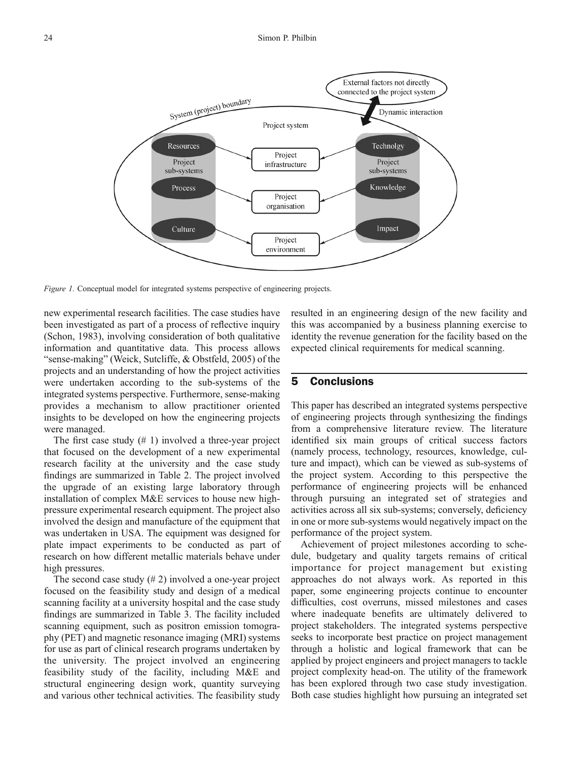*Figure 1.* Conceptual model for integrated systems perspective of engineering projects.

new experimental research facilities. The case studies have been investigated as part of a process of reflective inquiry (Schon, 1983), involving consideration of both qualitative information and quantitative data. This process allows "sense-making" (Weick, Sutcliffe, & Obstfeld, 2005) of the projects and an understanding of how the project activities were undertaken according to the sub-systems of the integrated systems perspective. Furthermore, sense-making provides a mechanism to allow practitioner oriented insights to be developed on how the engineering projects were managed.

The first case study (# 1) involved a three-year project that focused on the development of a new experimental research facility at the university and the case study findings are summarized in Table 2. The project involved the upgrade of an existing large laboratory through installation of complex M&E services to house new high-pressure experimental research equipment. The project also involved the design and manufacture of the equipment that was undertaken in USA. The equipment was designed for plate impact experiments to be conducted as part of research on how different metallic materials behave under high pressures.

The second case study (# 2) involved a one-year project focused on the feasibility study and design of a medical scanning facility at a university hospital and the case study findings are summarized in Table 3. The facility included scanning equipment, such as positron emission tomography (PET) and magnetic resonance imaging (MRI) systems for use as part of clinical research programs undertaken by the university. The project involved an engineering feasibility study of the facility, including M&E and structural engineering design work, quantity surveying and various other technical activities. The feasibility study resulted in an engineering design of the new facility and this was accompanied by a business planning exercise to identity the revenue generation for the facility based on the expected clinical requirements for medical scanning.

## 5 Conclusions

This paper has described an integrated systems perspective of engineering projects through synthesizing the findings from a comprehensive literature review. The literature identified six main groups of critical success factors (namely process, technology, resources, knowledge, culture and impact), which can be viewed as sub-systems of the project system. According to this perspective the performance of engineering projects will be enhanced through pursuing an integrated set of strategies and activities across all six sub-systems; conversely, deficiency in one or more sub-systems would negatively impact on the performance of the project system.

Achievement of project milestones according to schedule, budgetary and quality targets remains of critical importance for project management but existing approaches do not always work. As reported in this paper, some engineering projects continue to encounter difficulties, cost overruns, missed milestones and cases where inadequate benefits are ultimately delivered to project stakeholders. The integrated systems perspective seeks to incorporate best practice on project management through a holistic and logical framework that can be applied by project engineers and project managers to tackle project complexity head-on. The utility of the framework has been explored through two case study investigation. Both case studies highlight how pursuing an integrated set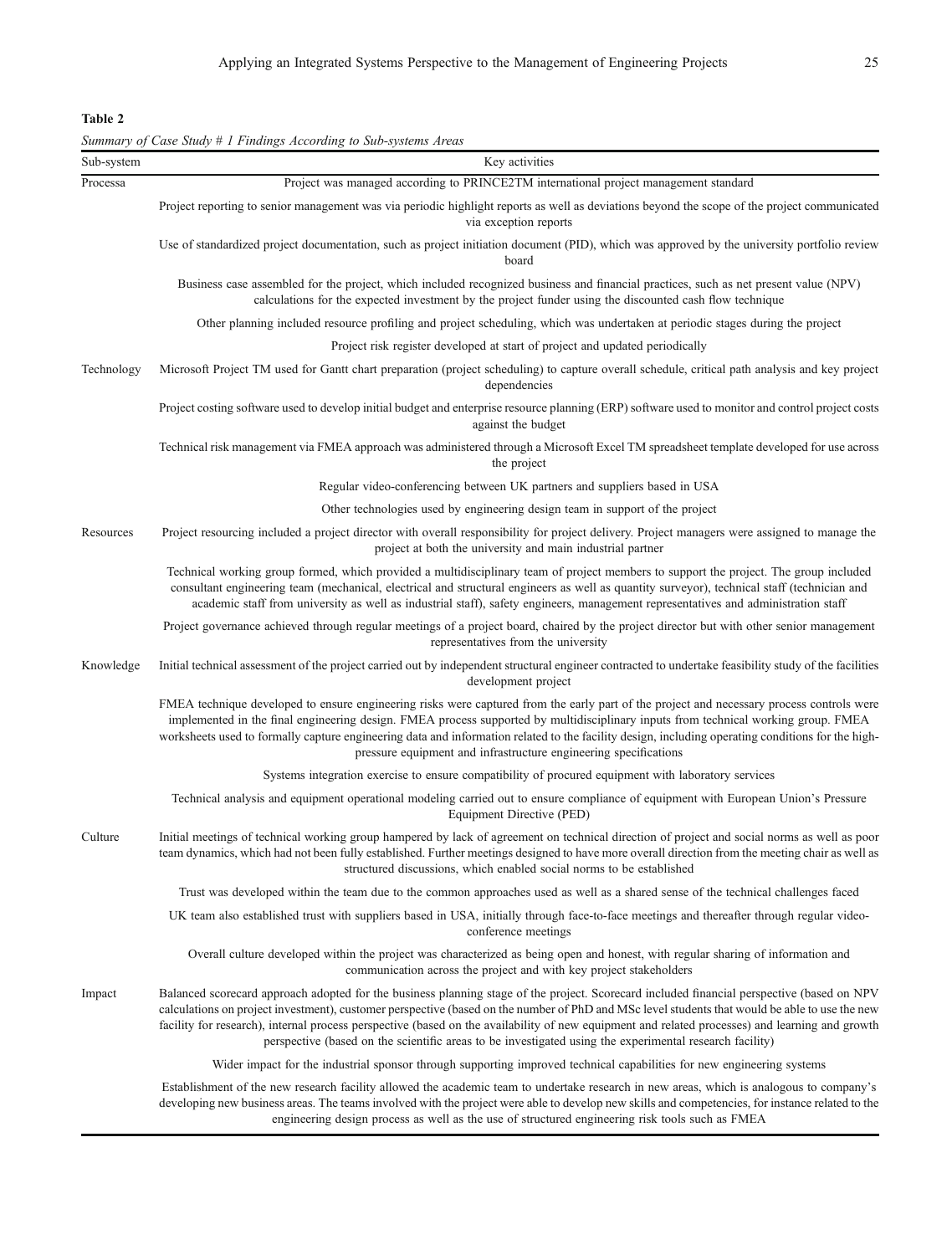**Table 2**

*Summary of Case Study # 1 Findings According to Sub-systems Areas*

| Sub-system | Key activities |
|---|---|
| Processa | Project was managed according to PRINCE2TM international project management standard |
| | Project reporting to senior management was via periodic highlight reports as well as deviations beyond the scope of the project communicated via exception reports |
| | Use of standardized project documentation, such as project initiation document (PID), which was approved by the university portfolio review board |
| | Business case assembled for the project, which included recognized business and financial practices, such as net present value (NPV) calculations for the expected investment by the project funder using the discounted cash flow technique |
| | Other planning included resource profiling and project scheduling, which was undertaken at periodic stages during the project |
| | Project risk register developed at start of project and updated periodically |
| Technology | Microsoft Project TM used for Gantt chart preparation (project scheduling) to capture overall schedule, critical path analysis and key project dependencies |
| | Project costing software used to develop initial budget and enterprise resource planning (ERP) software used to monitor and control project costs against the budget |
| | Technical risk management via FMEA approach was administered through a Microsoft Excel TM spreadsheet template developed for use across the project |
| | Regular video-conferencing between UK partners and suppliers based in USA |
| | Other technologies used by engineering design team in support of the project |
| Resources | Project resourcing included a project director with overall responsibility for project delivery. Project managers were assigned to manage the project at both the university and main industrial partner |
| | Technical working group formed, which provided a multidisciplinary team of project members to support the project. The group included consultant engineering team (mechanical, electrical and structural engineers as well as quantity surveyor), technical staff (technician and academic staff from university as well as industrial staff), safety engineers, management representatives and administration staff |
| | Project governance achieved through regular meetings of a project board, chaired by the project director but with other senior management representatives from the university |
| Knowledge | Initial technical assessment of the project carried out by independent structural engineer contracted to undertake feasibility study of the facilities development project |
| | FMEA technique developed to ensure engineering risks were captured from the early part of the project and necessary process controls were implemented in the final engineering design. FMEA process supported by multidisciplinary inputs from technical working group. FMEA worksheets used to formally capture engineering data and information related to the facility design, including operating conditions for the high-pressure equipment and infrastructure engineering specifications |
| | Systems integration exercise to ensure compatibility of procured equipment with laboratory services |
| | Technical analysis and equipment operational modeling carried out to ensure compliance of equipment with European Union's Pressure Equipment Directive (PED) |
| Culture | Initial meetings of technical working group hampered by lack of agreement on technical direction of project and social norms as well as poor team dynamics, which had not been fully established. Further meetings designed to have more overall direction from the meeting chair as well as structured discussions, which enabled social norms to be established |
| | Trust was developed within the team due to the common approaches used as well as a shared sense of the technical challenges faced |
| | UK team also established trust with suppliers based in USA, initially through face-to-face meetings and thereafter through regular video-conference meetings |
| | Overall culture developed within the project was characterized as being open and honest, with regular sharing of information and communication across the project and with key project stakeholders |
| Impact | Balanced scorecard approach adopted for the business planning stage of the project. Scorecard included financial perspective (based on NPV calculations on project investment), customer perspective (based on the number of PhD and MSc level students that would be able to use the new facility for research), internal process perspective (based on the availability of new equipment and related processes) and learning and growth perspective (based on the scientific areas to be investigated using the experimental research facility) |
| | Wider impact for the industrial sponsor through supporting improved technical capabilities for new engineering systems |
| | Establishment of the new research facility allowed the academic team to undertake research in new areas, which is analogous to company's developing new business areas. The teams involved with the project were able to develop new skills and competencies, for instance related to the engineering design process as well as the use of structured engineering risk tools such as FMEA |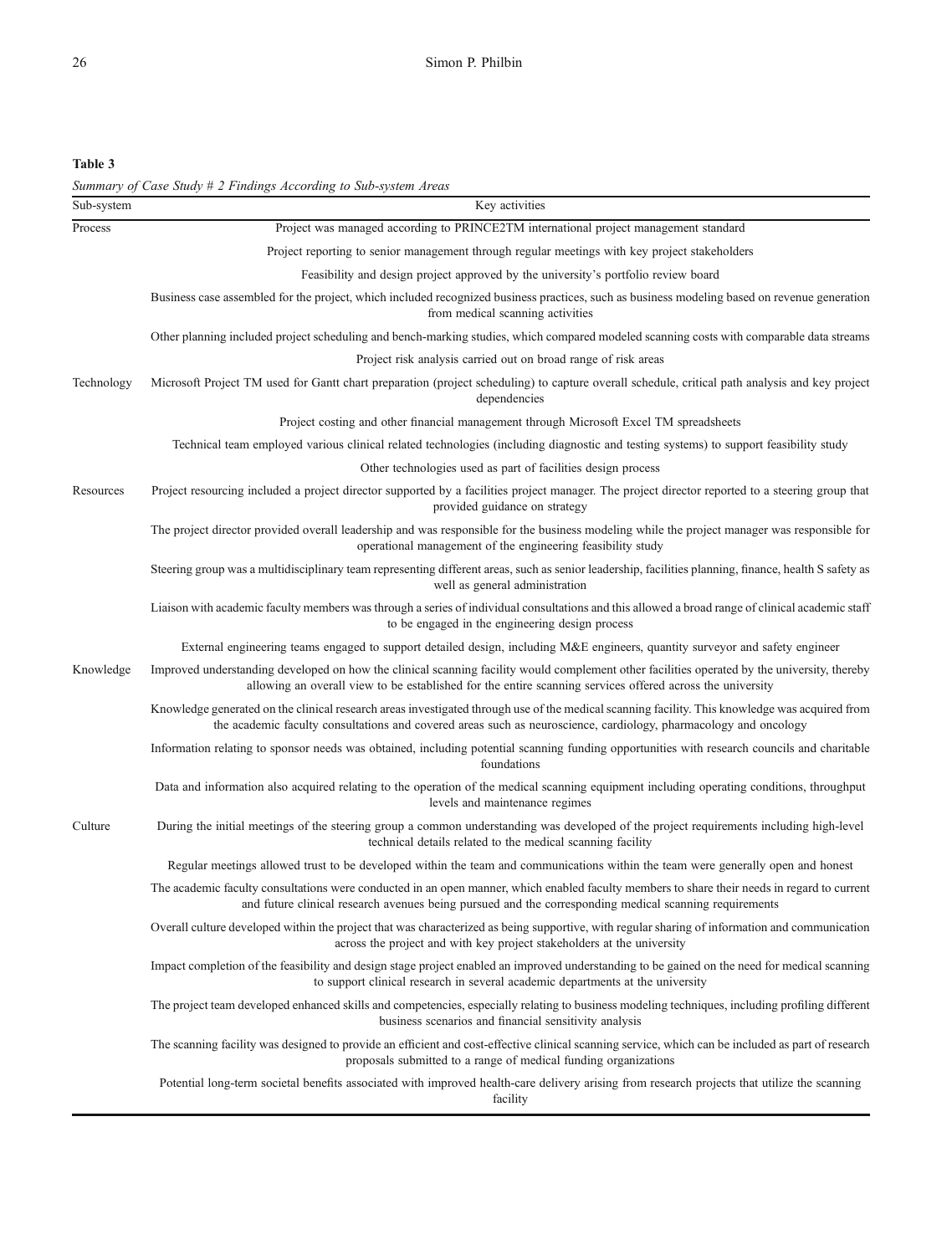**Table 3**

*Summary of Case Study # 2 Findings According to Sub-system Areas*

| Sub-system | Key activities |
|---|---|
| Process | Project was managed according to PRINCE2TM international project management standard |
| | Project reporting to senior management through regular meetings with key project stakeholders |
| | Feasibility and design project approved by the university's portfolio review board |
| | Business case assembled for the project, which included recognized business practices, such as business modeling based on revenue generation from medical scanning activities |
| | Other planning included project scheduling and bench-marking studies, which compared modeled scanning costs with comparable data streams |
| | Project risk analysis carried out on broad range of risk areas |
| Technology | Microsoft Project TM used for Gantt chart preparation (project scheduling) to capture overall schedule, critical path analysis and key project dependencies |
| | Project costing and other financial management through Microsoft Excel TM spreadsheets |
| | Technical team employed various clinical related technologies (including diagnostic and testing systems) to support feasibility study |
| | Other technologies used as part of facilities design process |
| Resources | Project resourcing included a project director supported by a facilities project manager. The project director reported to a steering group that provided guidance on strategy |
| | The project director provided overall leadership and was responsible for the business modeling while the project manager was responsible for operational management of the engineering feasibility study |
| | Steering group was a multidisciplinary team representing different areas, such as senior leadership, facilities planning, finance, health S safety as well as general administration |
| | Liaison with academic faculty members was through a series of individual consultations and this allowed a broad range of clinical academic staff to be engaged in the engineering design process |
| | External engineering teams engaged to support detailed design, including M&E engineers, quantity surveyor and safety engineer |
| Knowledge | Improved understanding developed on how the clinical scanning facility would complement other facilities operated by the university, thereby allowing an overall view to be established for the entire scanning services offered across the university |
| | Knowledge generated on the clinical research areas investigated through use of the medical scanning facility. This knowledge was acquired from the academic faculty consultations and covered areas such as neuroscience, cardiology, pharmacology and oncology |
| | Information relating to sponsor needs was obtained, including potential scanning funding opportunities with research councils and charitable foundations |
| | Data and information also acquired relating to the operation of the medical scanning equipment including operating conditions, throughput levels and maintenance regimes |
| Culture | During the initial meetings of the steering group a common understanding was developed of the project requirements including high-level technical details related to the medical scanning facility |
| | Regular meetings allowed trust to be developed within the team and communications within the team were generally open and honest |
| | The academic faculty consultations were conducted in an open manner, which enabled faculty members to share their needs in regard to current and future clinical research avenues being pursued and the corresponding medical scanning requirements |
| | Overall culture developed within the project that was characterized as being supportive, with regular sharing of information and communication across the project and with key project stakeholders at the university |
| | Impact completion of the feasibility and design stage project enabled an improved understanding to be gained on the need for medical scanning to support clinical research in several academic departments at the university |
| | The project team developed enhanced skills and competencies, especially relating to business modeling techniques, including profiling different business scenarios and financial sensitivity analysis |
| | The scanning facility was designed to provide an efficient and cost-effective clinical scanning service, which can be included as part of research proposals submitted to a range of medical funding organizations |
| | Potential long-term societal benefits associated with improved health-care delivery arising from research projects that utilize the scanning facility |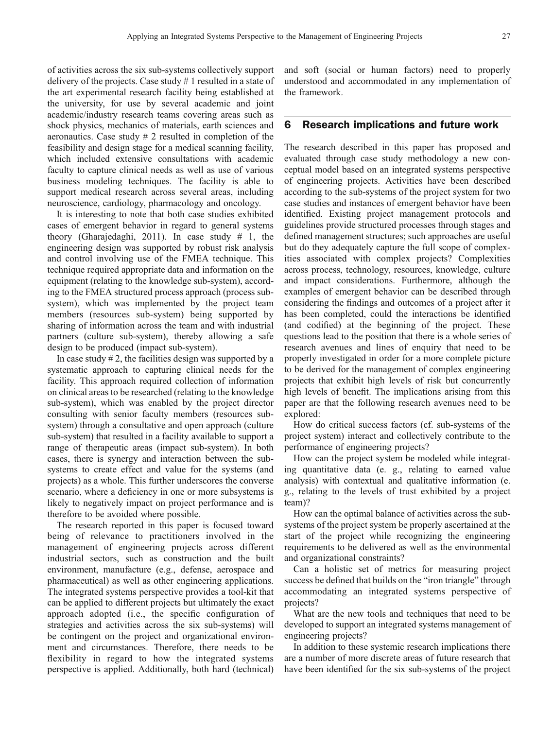of activities across the six sub-systems collectively support delivery of the projects. Case study # 1 resulted in a state of the art experimental research facility being established at the university, for use by several academic and joint academic/industry research teams covering areas such as shock physics, mechanics of materials, earth sciences and aeronautics. Case study # 2 resulted in completion of the feasibility and design stage for a medical scanning facility, which included extensive consultations with academic faculty to capture clinical needs as well as use of various business modeling techniques. The facility is able to support medical research across several areas, including neuroscience, cardiology, pharmacology and oncology.

It is interesting to note that both case studies exhibited cases of emergent behavior in regard to general systems theory (Gharajedaghi, 2011). In case study # 1, the engineering design was supported by robust risk analysis and control involving use of the FMEA technique. This technique required appropriate data and information on the equipment (relating to the knowledge sub-system), according to the FMEA structured process approach (process sub-system), which was implemented by the project team members (resources sub-system) being supported by sharing of information across the team and with industrial partners (culture sub-system), thereby allowing a safe design to be produced (impact sub-system).

In case study # 2, the facilities design was supported by a systematic approach to capturing clinical needs for the facility. This approach required collection of information on clinical areas to be researched (relating to the knowledge sub-system), which was enabled by the project director consulting with senior faculty members (resources sub-system) through a consultative and open approach (culture sub-system) that resulted in a facility available to support a range of therapeutic areas (impact sub-system). In both cases, there is synergy and interaction between the sub-systems to create effect and value for the systems (and projects) as a whole. This further underscores the converse scenario, where a deficiency in one or more subsystems is likely to negatively impact on project performance and is therefore to be avoided where possible.

The research reported in this paper is focused toward being of relevance to practitioners involved in the management of engineering projects across different industrial sectors, such as construction and the built environment, manufacture (e.g., defense, aerospace and pharmaceutical) as well as other engineering applications. The integrated systems perspective provides a tool-kit that can be applied to different projects but ultimately the exact approach adopted (i.e., the specific configuration of strategies and activities across the six sub-systems) will be contingent on the project and organizational environment and circumstances. Therefore, there needs to be flexibility in regard to how the integrated systems perspective is applied. Additionally, both hard (technical) and soft (social or human factors) need to properly understood and accommodated in any implementation of the framework.

## 6 Research implications and future work

The research described in this paper has proposed and evaluated through case study methodology a new conceptual model based on an integrated systems perspective of engineering projects. Activities have been described according to the sub-systems of the project system for two case studies and instances of emergent behavior have been identified. Existing project management protocols and guidelines provide structured processes through stages and defined management structures; such approaches are useful but do they adequately capture the full scope of complexities associated with complex projects? Complexities across process, technology, resources, knowledge, culture and impact considerations. Furthermore, although the examples of emergent behavior can be described through considering the findings and outcomes of a project after it has been completed, could the interactions be identified (and codified) at the beginning of the project. These questions lead to the position that there is a whole series of research avenues and lines of enquiry that need to be properly investigated in order for a more complete picture to be derived for the management of complex engineering projects that exhibit high levels of risk but concurrently high levels of benefit. The implications arising from this paper are that the following research avenues need to be explored:

How do critical success factors (cf. sub-systems of the project system) interact and collectively contribute to the performance of engineering projects?

How can the project system be modeled while integrating quantitative data (e. g., relating to earned value analysis) with contextual and qualitative information (e. g., relating to the levels of trust exhibited by a project team)?

How can the optimal balance of activities across the sub-systems of the project system be properly ascertained at the start of the project while recognizing the engineering requirements to be delivered as well as the environmental and organizational constraints?

Can a holistic set of metrics for measuring project success be defined that builds on the "iron triangle" through accommodating an integrated systems perspective of projects?

What are the new tools and techniques that need to be developed to support an integrated systems management of engineering projects?

In addition to these systemic research implications there are a number of more discrete areas of future research that have been identified for the six sub-systems of the project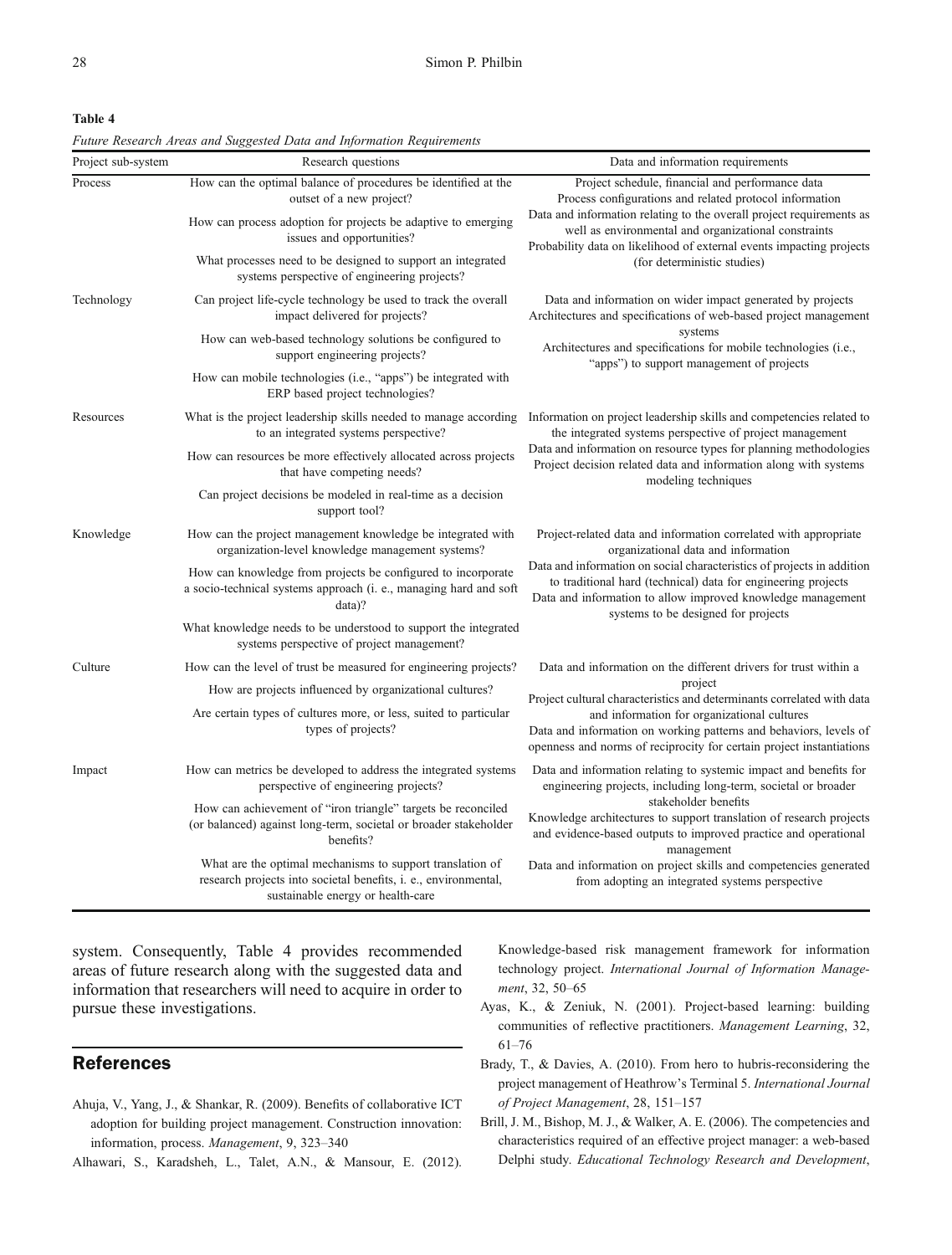**Table 4**

*Future Research Areas and Suggested Data and Information Requirements*

| Project sub-system | Research questions | Data and information requirements |
|---|---|---|
| Process | How can the optimal balance of procedures be identified at the outset of a new project?<br>How can process adoption for projects be adaptive to emerging issues and opportunities?<br>What processes need to be designed to support an integrated systems perspective of engineering projects? | Project schedule, financial and performance data<br>Process configurations and related protocol information<br>Data and information relating to the overall project requirements as well as environmental and organizational constraints<br>Probability data on likelihood of external events impacting projects (for deterministic studies) |
| Technology | Can project life-cycle technology be used to track the overall impact delivered for projects?<br>How can web-based technology solutions be configured to support engineering projects?<br>How can mobile technologies (i.e., "apps") be integrated with ERP based project technologies? | Data and information on wider impact generated by projects<br>Architectures and specifications of web-based project management systems<br>Architectures and specifications for mobile technologies (i.e., "apps") to support management of projects |
| Resources | What is the project leadership skills needed to manage according to an integrated systems perspective?<br>How can resources be more effectively allocated across projects that have competing needs?<br>Can project decisions be modeled in real-time as a decision support tool? | Information on project leadership skills and competencies related to the integrated systems perspective of project management<br>Data and information on resource types for planning methodologies<br>Project decision related data and information along with systems modeling techniques |
| Knowledge | How can the project management knowledge be integrated with organization-level knowledge management systems?<br>How can knowledge from projects be configured to incorporate a socio-technical systems approach (i. e., managing hard and soft data)?<br>What knowledge needs to be understood to support the integrated systems perspective of project management? | Project-related data and information correlated with appropriate organizational data and information<br>Data and information on social characteristics of projects in addition to traditional hard (technical) data for engineering projects<br>Data and information to allow improved knowledge management systems to be designed for projects |
| Culture | How can the level of trust be measured for engineering projects?<br>How are projects influenced by organizational cultures?<br>Are certain types of cultures more, or less, suited to particular types of projects? | Data and information on the different drivers for trust within a project<br>Project cultural characteristics and determinants correlated with data and information for organizational cultures<br>Data and information on working patterns and behaviors, levels of openness and norms of reciprocity for certain project instantiations |
| Impact | How can metrics be developed to address the integrated systems perspective of engineering projects?<br>How can achievement of "iron triangle" targets be reconciled (or balanced) against long-term, societal or broader stakeholder benefits?<br>What are the optimal mechanisms to support translation of research projects into societal benefits, i. e., environmental, sustainable energy or health-care | Data and information relating to systemic impact and benefits for engineering projects, including long-term, societal or broader stakeholder benefits<br>Knowledge architectures to support translation of research projects and evidence-based outputs to improved practice and operational management<br>Data and information on project skills and competencies generated from adopting an integrated systems perspective |

system. Consequently, Table 4 provides recommended areas of future research along with the suggested data and information that researchers will need to acquire in order to pursue these investigations.

## References

Ahuja, V., Yang, J., & Shankar, R. (2009). Benefits of collaborative ICT adoption for building project management. Construction innovation: information, process. *Management*, 9, 323–340

Alhawari, S., Karadsheh, L., Talet, A.N., & Mansour, E. (2012). Knowledge-based risk management framework for information technology project. *International Journal of Information Management*, 32, 50–65

Ayas, K., & Zeniuk, N. (2001). Project-based learning: building communities of reflective practitioners. *Management Learning*, 32, 61–76

Brady, T., & Davies, A. (2010). From hero to hubris-reconsidering the project management of Heathrow's Terminal 5. *International Journal of Project Management*, 28, 151–157

Brill, J. M., Bishop, M. J., & Walker, A. E. (2006). The competencies and characteristics required of an effective project manager: a web-based Delphi study. *Educational Technology Research and Development*,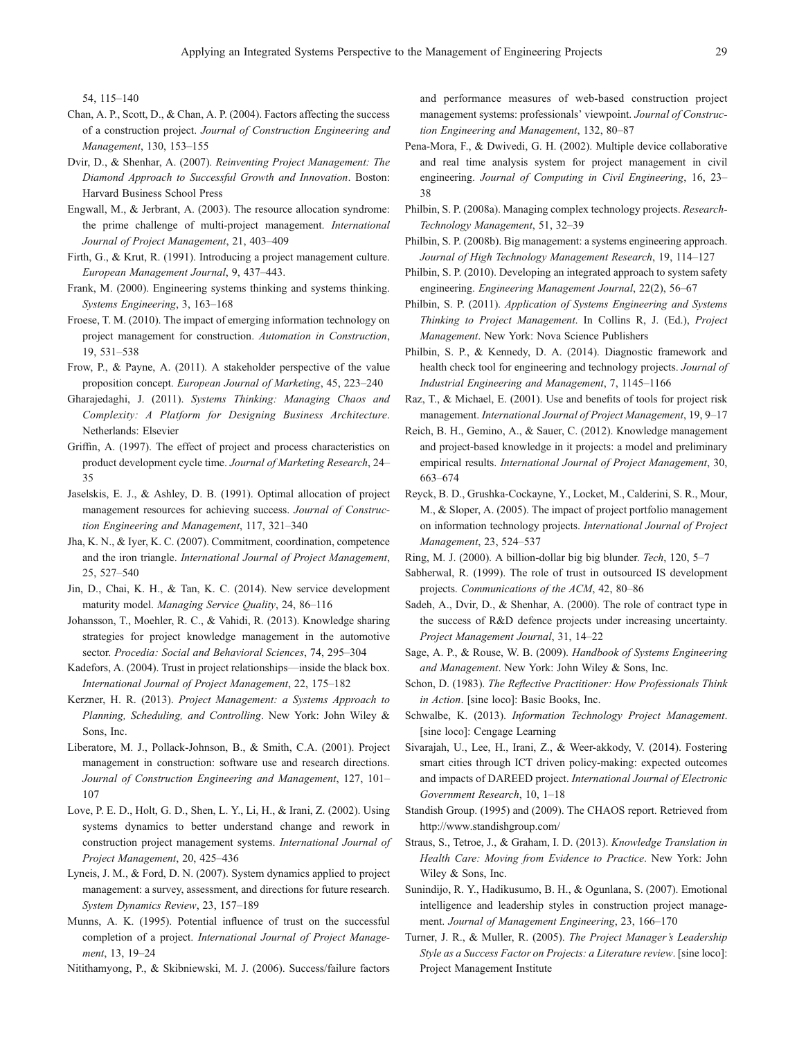54, 115–140

Chan, A. P., Scott, D., & Chan, A. P. (2004). Factors affecting the success of a construction project. *Journal of Construction Engineering and Management*, 130, 153–155

Dvir, D., & Shenhar, A. (2007). *Reinventing Project Management: The Diamond Approach to Successful Growth and Innovation*. Boston: Harvard Business School Press

Engwall, M., & Jerbrant, A. (2003). The resource allocation syndrome: the prime challenge of multi-project management. *International Journal of Project Management*, 21, 403–409

Firth, G., & Krut, R. (1991). Introducing a project management culture. *European Management Journal*, 9, 437–443.

Frank, M. (2000). Engineering systems thinking and systems thinking. *Systems Engineering*, 3, 163–168

Froese, T. M. (2010). The impact of emerging information technology on project management for construction. *Automation in Construction*, 19, 531–538

Frow, P., & Payne, A. (2011). A stakeholder perspective of the value proposition concept. *European Journal of Marketing*, 45, 223–240

Gharajedaghi, J. (2011). *Systems Thinking: Managing Chaos and Complexity: A Platform for Designing Business Architecture*. Netherlands: Elsevier

Griffin, A. (1997). The effect of project and process characteristics on product development cycle time. *Journal of Marketing Research*, 24–35

Jaselskis, E. J., & Ashley, D. B. (1991). Optimal allocation of project management resources for achieving success. *Journal of Construction Engineering and Management*, 117, 321–340

Jha, K. N., & Iyer, K. C. (2007). Commitment, coordination, competence and the iron triangle. *International Journal of Project Management*, 25, 527–540

Jin, D., Chai, K. H., & Tan, K. C. (2014). New service development maturity model. *Managing Service Quality*, 24, 86–116

Johansson, T., Moehler, R. C., & Vahidi, R. (2013). Knowledge sharing strategies for project knowledge management in the automotive sector. *Procedia: Social and Behavioral Sciences*, 74, 295–304

Kadefors, A. (2004). Trust in project relationships—inside the black box. *International Journal of Project Management*, 22, 175–182

Kerzner, H. R. (2013). *Project Management: a Systems Approach to Planning, Scheduling, and Controlling*. New York: John Wiley & Sons, Inc.

Liberatore, M. J., Pollack-Johnson, B., & Smith, C.A. (2001). Project management in construction: software use and research directions. *Journal of Construction Engineering and Management*, 127, 101–107

Love, P. E. D., Holt, G. D., Shen, L. Y., Li, H., & Irani, Z. (2002). Using systems dynamics to better understand change and rework in construction project management systems. *International Journal of Project Management*, 20, 425–436

Lyneis, J. M., & Ford, D. N. (2007). System dynamics applied to project management: a survey, assessment, and directions for future research. *System Dynamics Review*, 23, 157–189

Munns, A. K. (1995). Potential influence of trust on the successful completion of a project. *International Journal of Project Management*, 13, 19–24

Nitithamyong, P., & Skibniewski, M. J. (2006). Success/failure factors and performance measures of web-based construction project management systems: professionals' viewpoint. *Journal of Construction Engineering and Management*, 132, 80–87

Pena-Mora, F., & Dwivedi, G. H. (2002). Multiple device collaborative and real time analysis system for project management in civil engineering. *Journal of Computing in Civil Engineering*, 16, 23–38

Philbin, S. P. (2008a). Managing complex technology projects. *Research-Technology Management*, 51, 32–39

Philbin, S. P. (2008b). Big management: a systems engineering approach. *Journal of High Technology Management Research*, 19, 114–127

Philbin, S. P. (2010). Developing an integrated approach to system safety engineering. *Engineering Management Journal*, 22(2), 56–67

Philbin, S. P. (2011). *Application of Systems Engineering and Systems Thinking to Project Management*. In Collins R, J. (Ed.), *Project Management*. New York: Nova Science Publishers

Philbin, S. P., & Kennedy, D. A. (2014). Diagnostic framework and health check tool for engineering and technology projects. *Journal of Industrial Engineering and Management*, 7, 1145–1166

Raz, T., & Michael, E. (2001). Use and benefits of tools for project risk management. *International Journal of Project Management*, 19, 9–17

Reich, B. H., Gemino, A., & Sauer, C. (2012). Knowledge management and project-based knowledge in it projects: a model and preliminary empirical results. *International Journal of Project Management*, 30, 663–674

Reyck, B. D., Grushka-Cockayne, Y., Locket, M., Calderini, S. R., Mour, M., & Sloper, A. (2005). The impact of project portfolio management on information technology projects. *International Journal of Project Management*, 23, 524–537

Ring, M. J. (2000). A billion-dollar big big blunder. *Tech*, 120, 5–7

Sabherwal, R. (1999). The role of trust in outsourced IS development projects. *Communications of the ACM*, 42, 80–86

Sadeh, A., Dvir, D., & Shenhar, A. (2000). The role of contract type in the success of R&D defence projects under increasing uncertainty. *Project Management Journal*, 31, 14–22

Sage, A. P., & Rouse, W. B. (2009). *Handbook of Systems Engineering and Management*. New York: John Wiley & Sons, Inc.

Schon, D. (1983). *The Reflective Practitioner: How Professionals Think in Action*. [sine loco]: Basic Books, Inc.

Schwalbe, K. (2013). *Information Technology Project Management*. [sine loco]: Cengage Learning

Sivarajah, U., Lee, H., Irani, Z., & Weer-akkody, V. (2014). Fostering smart cities through ICT driven policy-making: expected outcomes and impacts of DAREED project. *International Journal of Electronic Government Research*, 10, 1–18

Standish Group. (1995) and (2009). The CHAOS report. Retrieved from http://www.standishgroup.com/

Straus, S., Tetroe, J., & Graham, I. D. (2013). *Knowledge Translation in Health Care: Moving from Evidence to Practice*. New York: John Wiley & Sons, Inc.

Sunindijo, R. Y., Hadikusumo, B. H., & Ogunlana, S. (2007). Emotional intelligence and leadership styles in construction project management. *Journal of Management Engineering*, 23, 166–170

Turner, J. R., & Muller, R. (2005). *The Project Manager's Leadership Style as a Success Factor on Projects: a Literature review*. [sine loco]: Project Management Institute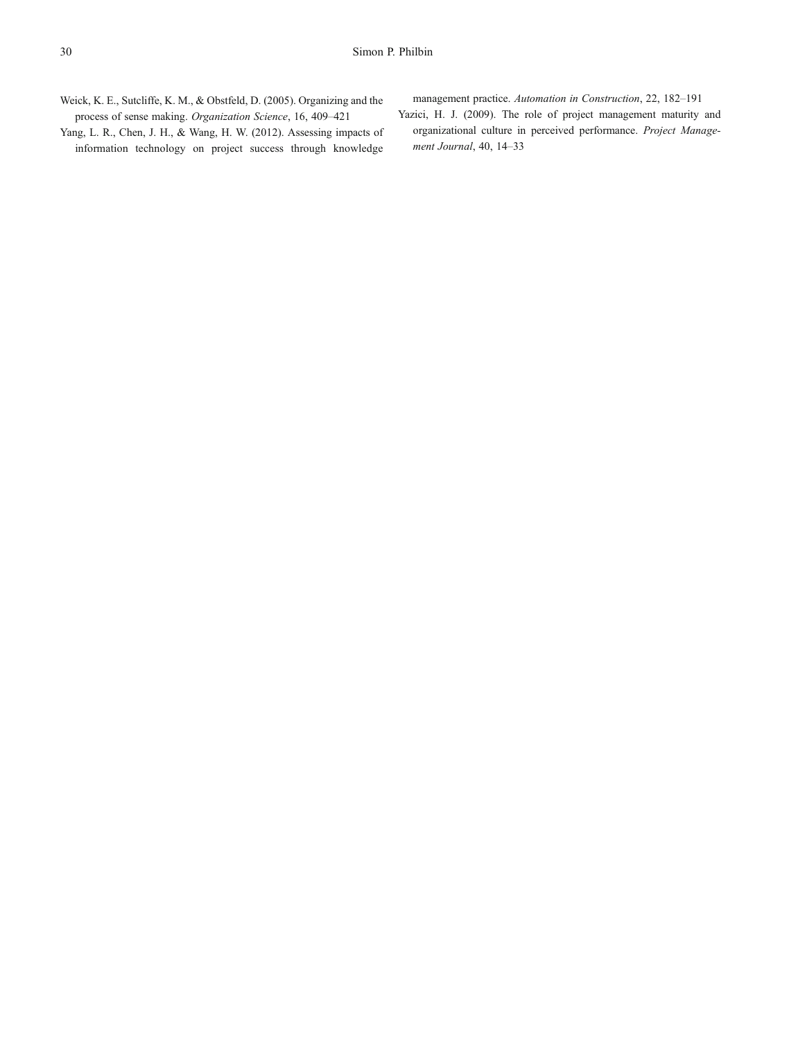Weick, K. E., Sutcliffe, K. M., & Obstfeld, D. (2005). Organizing and the process of sense making. *Organization Science*, 16, 409–421

Yang, L. R., Chen, J. H., & Wang, H. W. (2012). Assessing impacts of information technology on project success through knowledge management practice. *Automation in Construction*, 22, 182–191

Yazici, H. J. (2009). The role of project management maturity and organizational culture in perceived performance. *Project Management Journal*, 40, 14–33